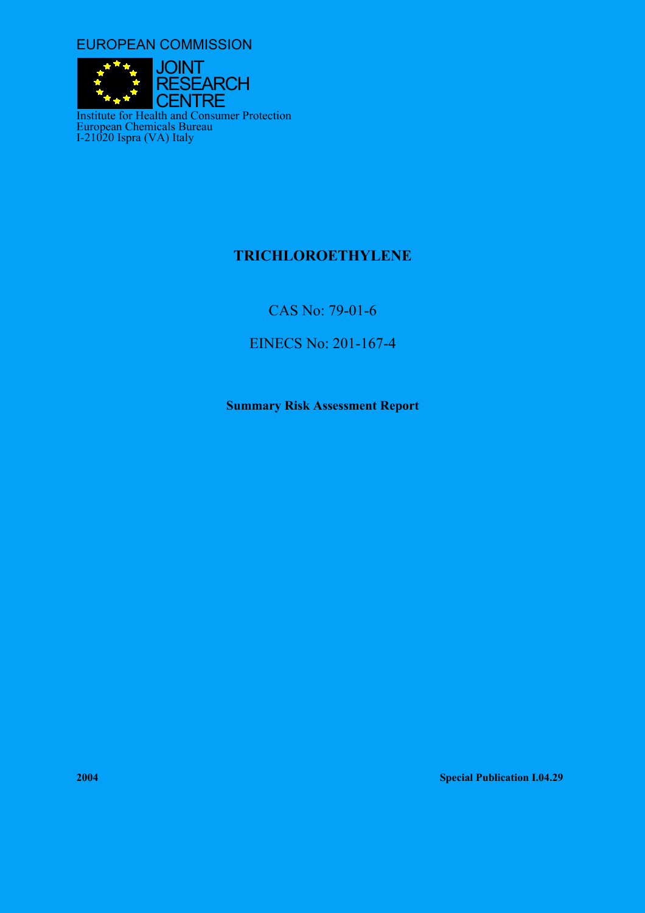EUROPEAN COMMISSION

JOINT
RESEARCH
CENTRE

Institute for Health and Consumer Protection
European Chemicals Bureau
I-21020 Ispra (VA) Italy

# TRICHLOROETHYLENE

CAS No: 79-01-6

EINECS No: 201-167-4

**Summary Risk Assessment Report**

**2004**

**Special Publication I.04.29**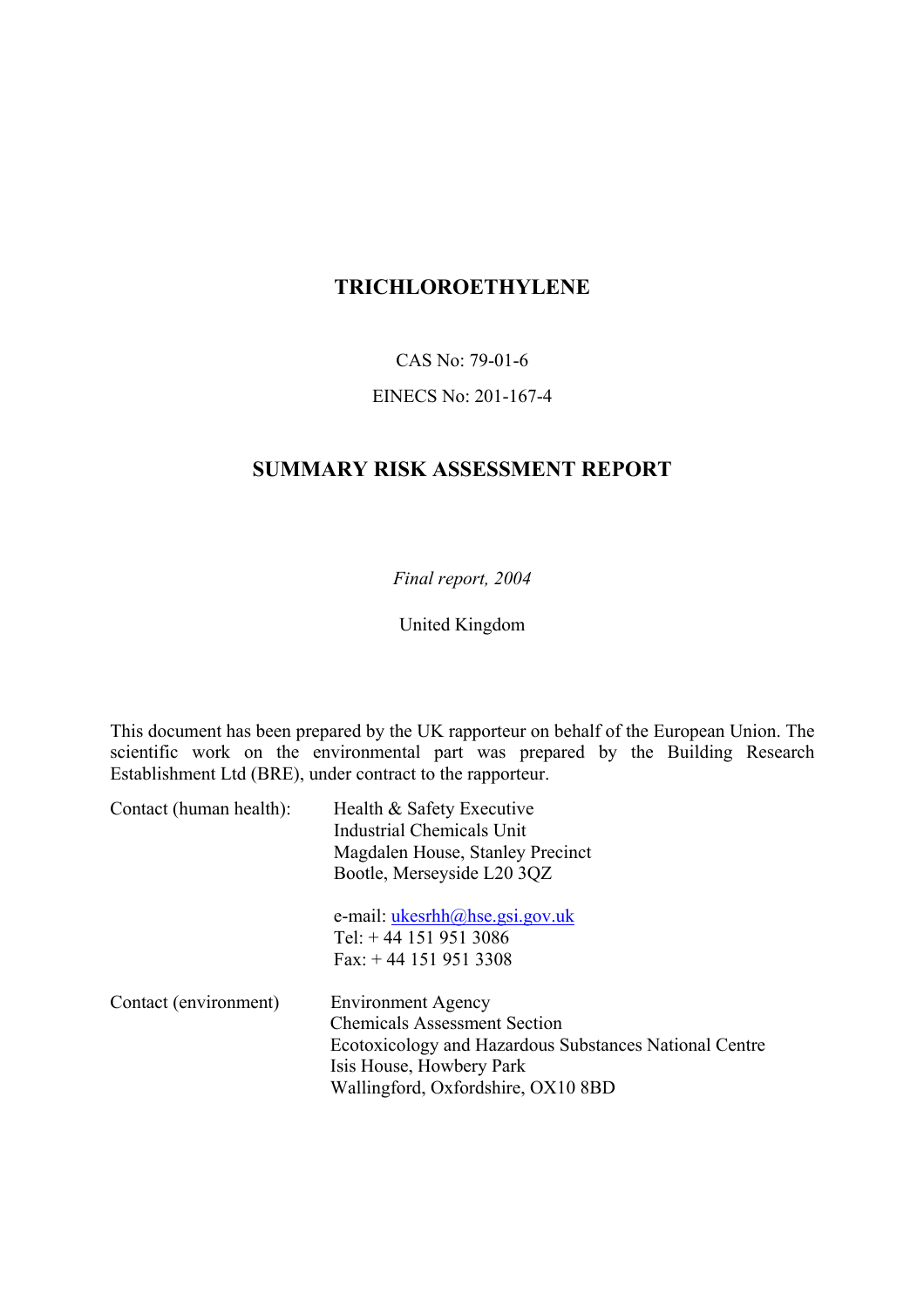# TRICHLOROETHYLENE

CAS No: 79-01-6

EINECS No: 201-167-4

## SUMMARY RISK ASSESSMENT REPORT

*Final report, 2004*

United Kingdom

This document has been prepared by the UK rapporteur on behalf of the European Union. The scientific work on the environmental part was prepared by the Building Research Establishment Ltd (BRE), under contract to the rapporteur.

Contact (human health): Health & Safety Executive
Industrial Chemicals Unit
Magdalen House, Stanley Precinct
Bootle, Merseyside L20 3QZ

e-mail: ukesrhh@hse.gsi.gov.uk
Tel: + 44 151 951 3086
Fax: + 44 151 951 3308

Contact (environment) Environment Agency
Chemicals Assessment Section
Ecotoxicology and Hazardous Substances National Centre
Isis House, Howbery Park
Wallingford, Oxfordshire, OX10 8BD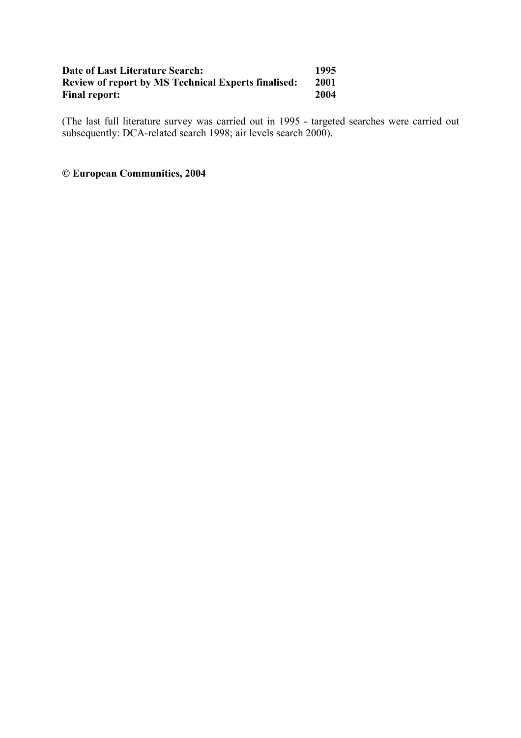| | |
|---|---|
| **Date of Last Literature Search:** | **1995** |
| **Review of report by MS Technical Experts finalised:** | **2001** |
| **Final report:** | **2004** |

(The last full literature survey was carried out in 1995 - targeted searches were carried out subsequently: DCA-related search 1998; air levels search 2000).

**© European Communities, 2004**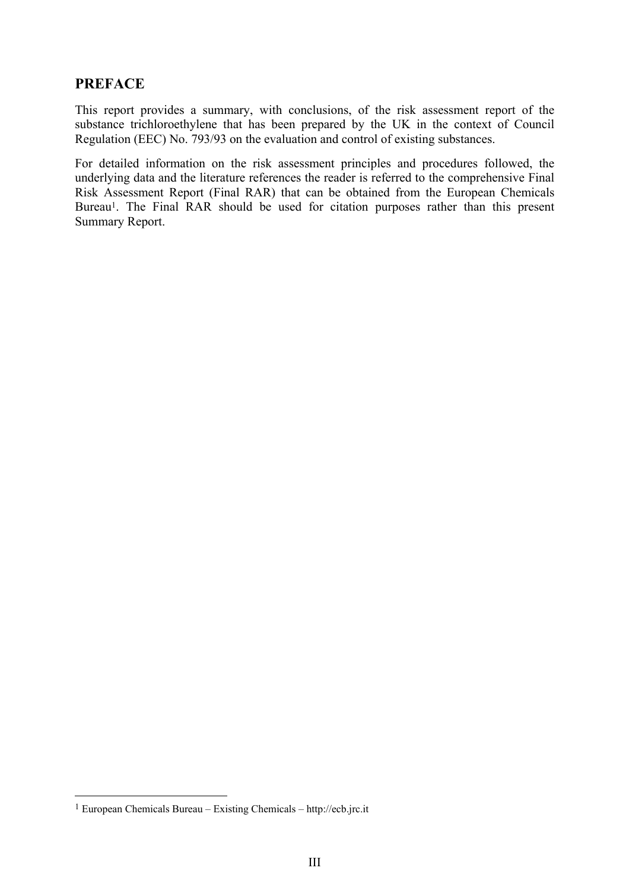## PREFACE

This report provides a summary, with conclusions, of the risk assessment report of the substance trichloroethylene that has been prepared by the UK in the context of Council Regulation (EEC) No. 793/93 on the evaluation and control of existing substances.

For detailed information on the risk assessment principles and procedures followed, the underlying data and the literature references the reader is referred to the comprehensive Final Risk Assessment Report (Final RAR) that can be obtained from the European Chemicals Bureau[1]. The Final RAR should be used for citation purposes rather than this present Summary Report.

---

[1] European Chemicals Bureau – Existing Chemicals – http://ecb.jrc.it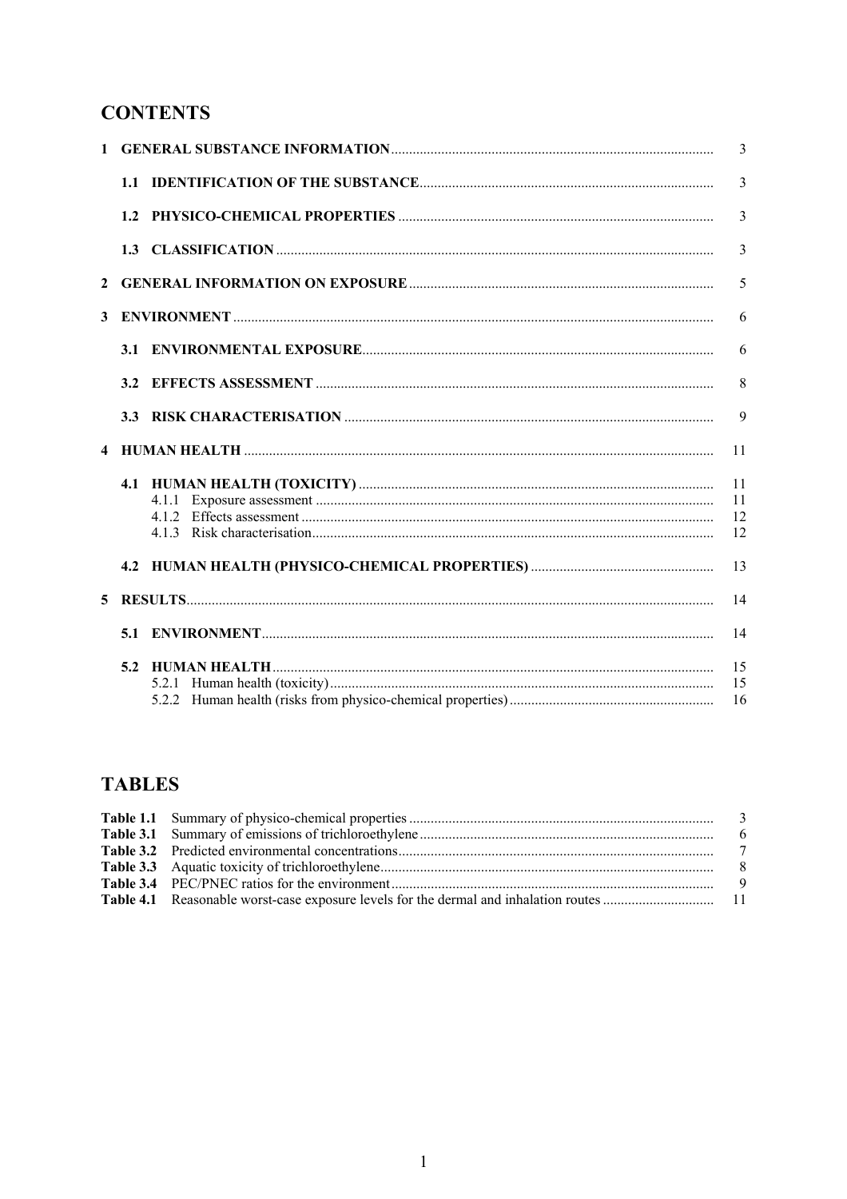# CONTENTS

| | | |
|---|---|---|
| **1** | **GENERAL SUBSTANCE INFORMATION** | 3 |
| | **1.1 IDENTIFICATION OF THE SUBSTANCE** | 3 |
| | **1.2 PHYSICO-CHEMICAL PROPERTIES** | 3 |
| | **1.3 CLASSIFICATION** | 3 |
| **2** | **GENERAL INFORMATION ON EXPOSURE** | 5 |
| **3** | **ENVIRONMENT** | 6 |
| | **3.1 ENVIRONMENTAL EXPOSURE** | 6 |
| | **3.2 EFFECTS ASSESSMENT** | 8 |
| | **3.3 RISK CHARACTERISATION** | 9 |
| **4** | **HUMAN HEALTH** | 11 |
| | **4.1 HUMAN HEALTH (TOXICITY)** | 11 |
| | 4.1.1 Exposure assessment | 11 |
| | 4.1.2 Effects assessment | 12 |
| | 4.1.3 Risk characterisation | 12 |
| | **4.2 HUMAN HEALTH (PHYSICO-CHEMICAL PROPERTIES)** | 13 |
| **5** | **RESULTS** | 14 |
| | **5.1 ENVIRONMENT** | 14 |
| | **5.2 HUMAN HEALTH** | 15 |
| | 5.2.1 Human health (toxicity) | 15 |
| | 5.2.2 Human health (risks from physico-chemical properties) | 16 |

# TABLES

| | | |
|---|---|---|
| **Table 1.1** | Summary of physico-chemical properties | 3 |
| **Table 3.1** | Summary of emissions of trichloroethylene | 6 |
| **Table 3.2** | Predicted environmental concentrations | 7 |
| **Table 3.3** | Aquatic toxicity of trichloroethylene | 8 |
| **Table 3.4** | PEC/PNEC ratios for the environment | 9 |
| **Table 4.1** | Reasonable worst-case exposure levels for the dermal and inhalation routes | 11 |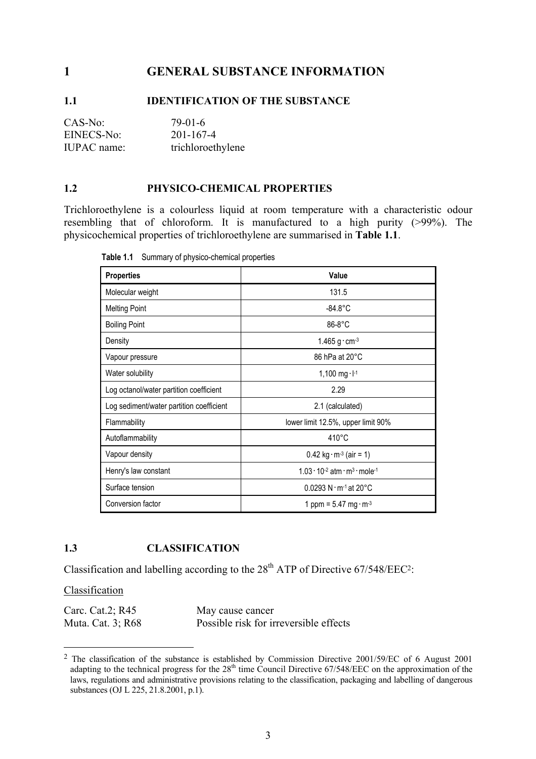# 1 GENERAL SUBSTANCE INFORMATION

## 1.1 IDENTIFICATION OF THE SUBSTANCE

CAS-No: 79-01-6
EINECS-No: 201-167-4
IUPAC name: trichloroethylene

## 1.2 PHYSICO-CHEMICAL PROPERTIES

Trichloroethylene is a colourless liquid at room temperature with a characteristic odour resembling that of chloroform. It is manufactured to a high purity (>99%). The physicochemical properties of trichloroethylene are summarised in **Table 1.1**.

**Table 1.1** Summary of physico-chemical properties

| Properties | Value |
|---|---|
| Molecular weight | 131.5 |
| Melting Point | -84.8°C |
| Boiling Point | 86-8°C |
| Density | $1.465\ g \cdot cm^{-3}$ |
| Vapour pressure | 86 hPa at 20°C |
| Water solubility | $1,100\ mg \cdot l^{-1}$ |
| Log octanol/water partition coefficient | 2.29 |
| Log sediment/water partition coefficient | 2.1 (calculated) |
| Flammability | lower limit 12.5%, upper limit 90% |
| Autoflammability | 410°C |
| Vapour density | $0.42\ kg \cdot m^{-3}$ (air = 1) |
| Henry's law constant | $1.03 \cdot 10^{-2}\ atm \cdot m^3 \cdot mole^{-1}$ |
| Surface tension | $0.0293\ N \cdot m^{-1}$ at 20°C |
| Conversion factor | 1 ppm = $5.47\ mg \cdot m^{-3}$ |

## 1.3 CLASSIFICATION

Classification and labelling according to the 28th ATP of Directive 67/548/EEC[2]:

Classification

Carc. Cat.2; R45 May cause cancer
Muta. Cat. 3; R68 Possible risk for irreversible effects

[2] The classification of the substance is established by Commission Directive 2001/59/EC of 6 August 2001 adapting to the technical progress for the 28th time Council Directive 67/548/EEC on the approximation of the laws, regulations and administrative provisions relating to the classification, packaging and labelling of dangerous substances (OJ L 225, 21.8.2001, p.1).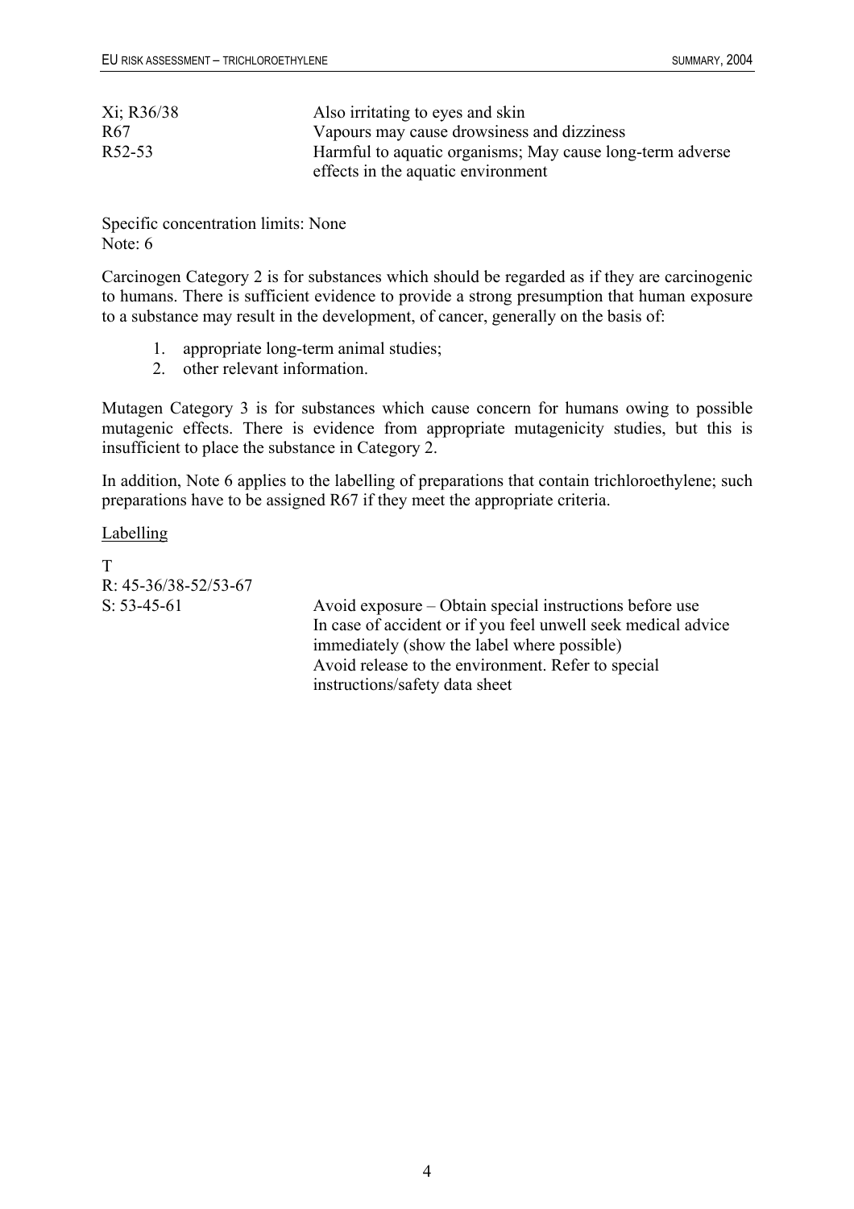| | |
|---|---|
| Xi; R36/38 | Also irritating to eyes and skin |
| R67 | Vapours may cause drowsiness and dizziness |
| R52-53 | Harmful to aquatic organisms; May cause long-term adverse effects in the aquatic environment |

Specific concentration limits: None
Note: 6

Carcinogen Category 2 is for substances which should be regarded as if they are carcinogenic to humans. There is sufficient evidence to provide a strong presumption that human exposure to a substance may result in the development, of cancer, generally on the basis of:

1. appropriate long-term animal studies;
2. other relevant information.

Mutagen Category 3 is for substances which cause concern for humans owing to possible mutagenic effects. There is evidence from appropriate mutagenicity studies, but this is insufficient to place the substance in Category 2.

In addition, Note 6 applies to the labelling of preparations that contain trichloroethylene; such preparations have to be assigned R67 if they meet the appropriate criteria.

Labelling

T
R: 45-36/38-52/53-67

| | |
|---|---|
| S: 53-45-61 | Avoid exposure – Obtain special instructions before use<br>In case of accident or if you feel unwell seek medical advice immediately (show the label where possible)<br>Avoid release to the environment. Refer to special instructions/safety data sheet |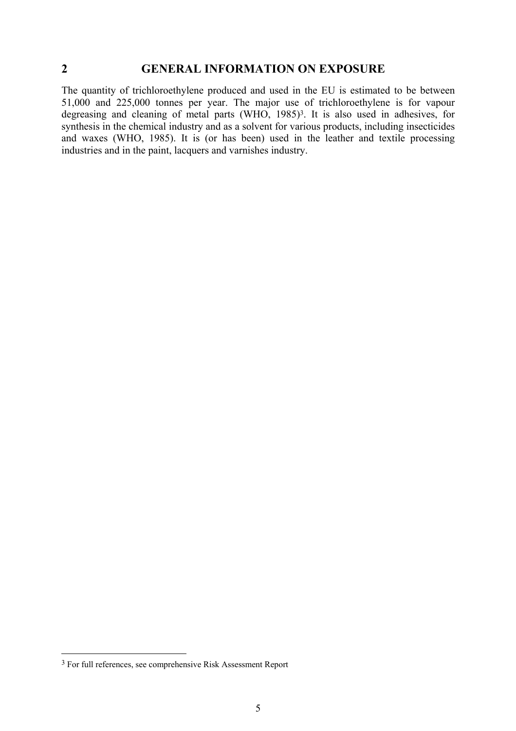# 2 GENERAL INFORMATION ON EXPOSURE

The quantity of trichloroethylene produced and used in the EU is estimated to be between 51,000 and 225,000 tonnes per year. The major use of trichloroethylene is for vapour degreasing and cleaning of metal parts (WHO, 1985)[3]. It is also used in adhesives, for synthesis in the chemical industry and as a solvent for various products, including insecticides and waxes (WHO, 1985). It is (or has been) used in the leather and textile processing industries and in the paint, lacquers and varnishes industry.

[3] For full references, see comprehensive Risk Assessment Report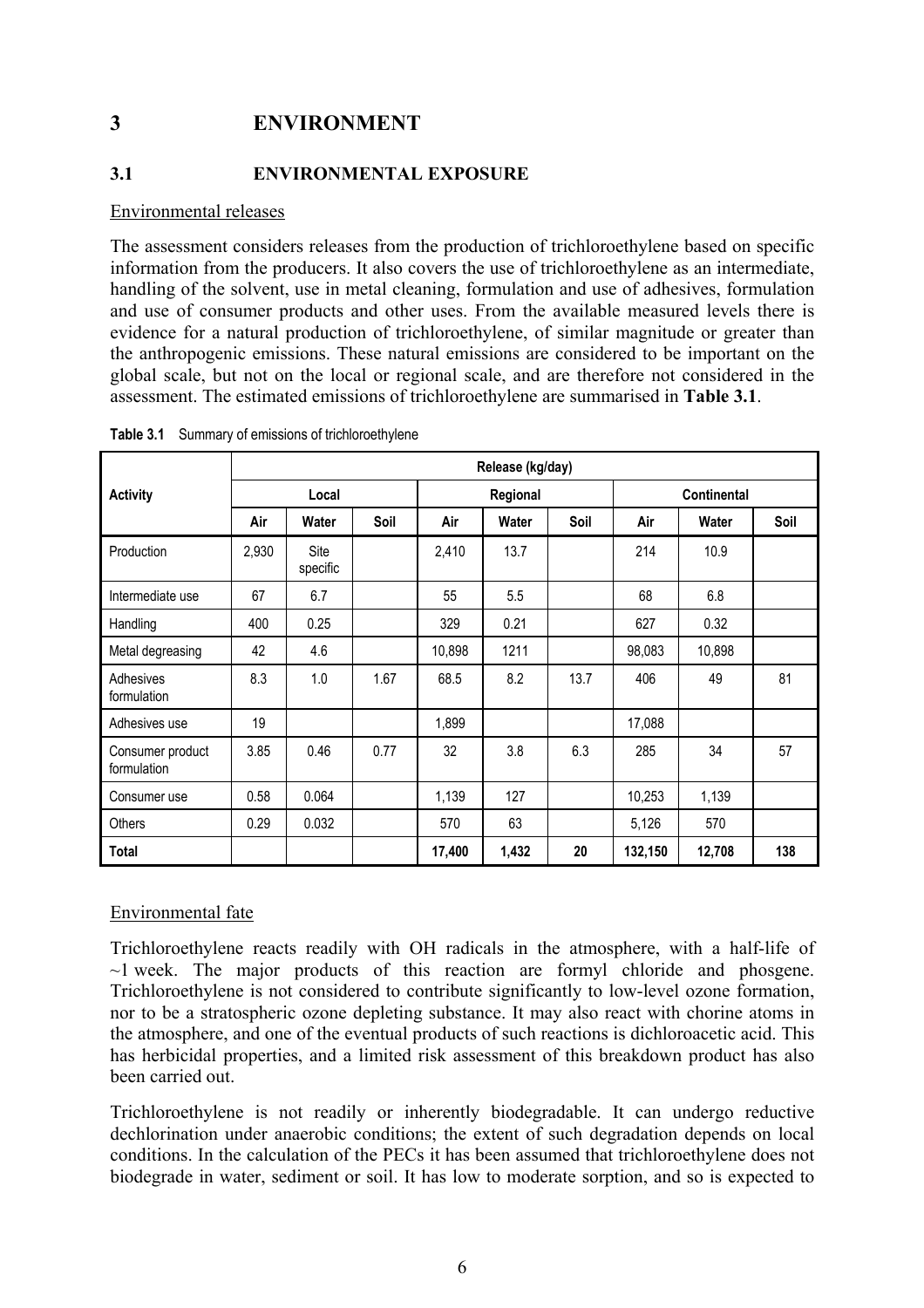# 3 ENVIRONMENT

## 3.1 ENVIRONMENTAL EXPOSURE

Environmental releases

The assessment considers releases from the production of trichloroethylene based on specific information from the producers. It also covers the use of trichloroethylene as an intermediate, handling of the solvent, use in metal cleaning, formulation and use of adhesives, formulation and use of consumer products and other uses. From the available measured levels there is evidence for a natural production of trichloroethylene, of similar magnitude or greater than the anthropogenic emissions. These natural emissions are considered to be important on the global scale, but not on the local or regional scale, and are therefore not considered in the assessment. The estimated emissions of trichloroethylene are summarised in **Table 3.1**.

**Table 3.1** Summary of emissions of trichloroethylene

| Activity | Release (kg/day) | | | | | | | | |
|---|---|---|---|---|---|---|---|---|---|
| | Local | | | Regional | | | Continental | | |
| | Air | Water | Soil | Air | Water | Soil | Air | Water | Soil |
| Production | 2,930 | Site specific | | 2,410 | 13.7 | | 214 | 10.9 | |
| Intermediate use | 67 | 6.7 | | 55 | 5.5 | | 68 | 6.8 | |
| Handling | 400 | 0.25 | | 329 | 0.21 | | 627 | 0.32 | |
| Metal degreasing | 42 | 4.6 | | 10,898 | 1211 | | 98,083 | 10,898 | |
| Adhesives formulation | 8.3 | 1.0 | 1.67 | 68.5 | 8.2 | 13.7 | 406 | 49 | 81 |
| Adhesives use | 19 | | | 1,899 | | | 17,088 | | |
| Consumer product formulation | 3.85 | 0.46 | 0.77 | 32 | 3.8 | 6.3 | 285 | 34 | 57 |
| Consumer use | 0.58 | 0.064 | | 1,139 | 127 | | 10,253 | 1,139 | |
| Others | 0.29 | 0.032 | | 570 | 63 | | 5,126 | 570 | |
| **Total** | | | | **17,400** | **1,432** | **20** | **132,150** | **12,708** | **138** |

Environmental fate

Trichloroethylene reacts readily with OH radicals in the atmosphere, with a half-life of ~1 week. The major products of this reaction are formyl chloride and phosgene. Trichloroethylene is not considered to contribute significantly to low-level ozone formation, nor to be a stratospheric ozone depleting substance. It may also react with chorine atoms in the atmosphere, and one of the eventual products of such reactions is dichloroacetic acid. This has herbicidal properties, and a limited risk assessment of this breakdown product has also been carried out.

Trichloroethylene is not readily or inherently biodegradable. It can undergo reductive dechlorination under anaerobic conditions; the extent of such degradation depends on local conditions. In the calculation of the PECs it has been assumed that trichloroethylene does not biodegrade in water, sediment or soil. It has low to moderate sorption, and so is expected to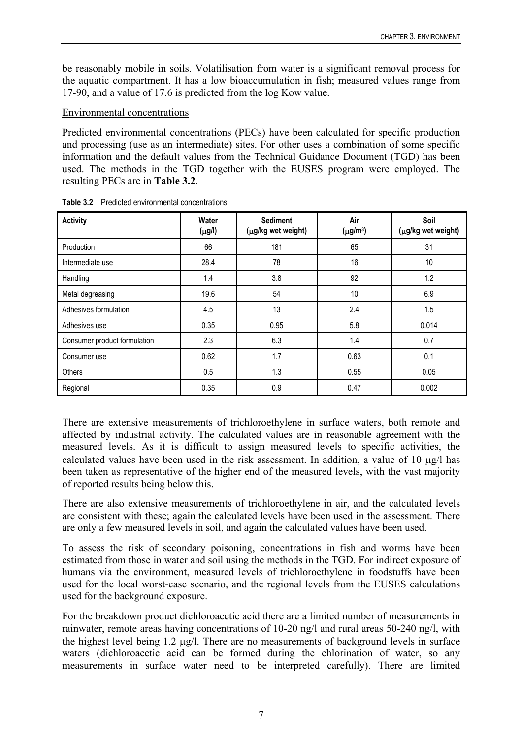be reasonably mobile in soils. Volatilisation from water is a significant removal process for the aquatic compartment. It has a low bioaccumulation in fish; measured values range from 17-90, and a value of 17.6 is predicted from the log Kow value.

Environmental concentrations

Predicted environmental concentrations (PECs) have been calculated for specific production and processing (use as an intermediate) sites. For other uses a combination of some specific information and the default values from the Technical Guidance Document (TGD) has been used. The methods in the TGD together with the EUSES program were employed. The resulting PECs are in **Table 3.2**.

**Table 3.2** Predicted environmental concentrations

| Activity | Water (μg/l) | Sediment (μg/kg wet weight) | Air (μg/m³) | Soil (μg/kg wet weight) |
|---|---|---|---|---|
| Production | 66 | 181 | 65 | 31 |
| Intermediate use | 28.4 | 78 | 16 | 10 |
| Handling | 1.4 | 3.8 | 92 | 1.2 |
| Metal degreasing | 19.6 | 54 | 10 | 6.9 |
| Adhesives formulation | 4.5 | 13 | 2.4 | 1.5 |
| Adhesives use | 0.35 | 0.95 | 5.8 | 0.014 |
| Consumer product formulation | 2.3 | 6.3 | 1.4 | 0.7 |
| Consumer use | 0.62 | 1.7 | 0.63 | 0.1 |
| Others | 0.5 | 1.3 | 0.55 | 0.05 |
| Regional | 0.35 | 0.9 | 0.47 | 0.002 |

There are extensive measurements of trichloroethylene in surface waters, both remote and affected by industrial activity. The calculated values are in reasonable agreement with the measured levels. As it is difficult to assign measured levels to specific activities, the calculated values have been used in the risk assessment. In addition, a value of 10 μg/l has been taken as representative of the higher end of the measured levels, with the vast majority of reported results being below this.

There are also extensive measurements of trichloroethylene in air, and the calculated levels are consistent with these; again the calculated levels have been used in the assessment. There are only a few measured levels in soil, and again the calculated values have been used.

To assess the risk of secondary poisoning, concentrations in fish and worms have been estimated from those in water and soil using the methods in the TGD. For indirect exposure of humans via the environment, measured levels of trichloroethylene in foodstuffs have been used for the local worst-case scenario, and the regional levels from the EUSES calculations used for the background exposure.

For the breakdown product dichloroacetic acid there are a limited number of measurements in rainwater, remote areas having concentrations of 10-20 ng/l and rural areas 50-240 ng/l, with the highest level being 1.2 μg/l. There are no measurements of background levels in surface waters (dichloroacetic acid can be formed during the chlorination of water, so any measurements in surface water need to be interpreted carefully). There are limited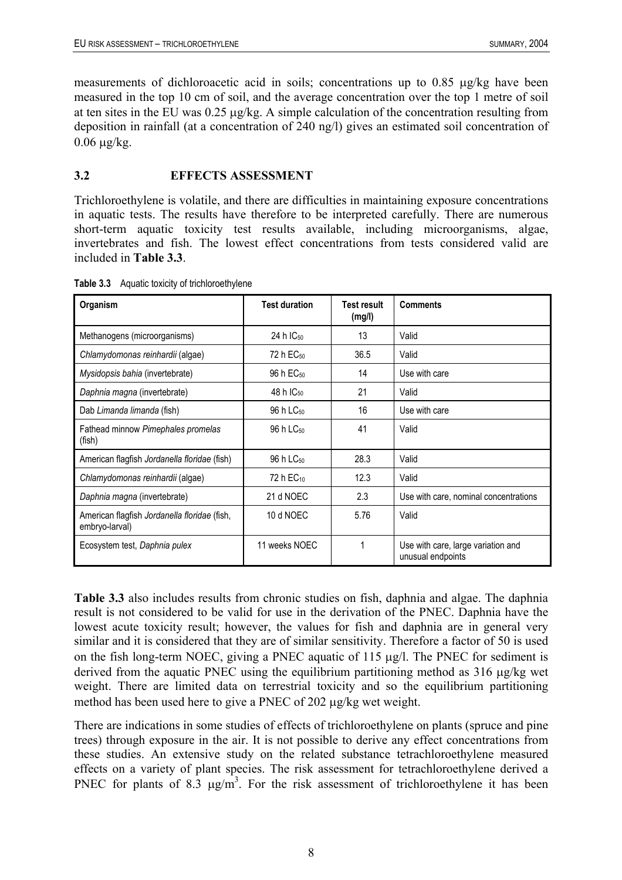measurements of dichloroacetic acid in soils; concentrations up to 0.85 μg/kg have been measured in the top 10 cm of soil, and the average concentration over the top 1 metre of soil at ten sites in the EU was 0.25 μg/kg. A simple calculation of the concentration resulting from deposition in rainfall (at a concentration of 240 ng/l) gives an estimated soil concentration of 0.06 μg/kg.

### 3.2 EFFECTS ASSESSMENT

Trichloroethylene is volatile, and there are difficulties in maintaining exposure concentrations in aquatic tests. The results have therefore to be interpreted carefully. There are numerous short-term aquatic toxicity test results available, including microorganisms, algae, invertebrates and fish. The lowest effect concentrations from tests considered valid are included in **Table 3.3**.

**Table 3.3** Aquatic toxicity of trichloroethylene

| Organism | Test duration | Test result (mg/l) | Comments |
|---|---|---|---|
| Methanogens (microorganisms) | 24 h $IC_{50}$ | 13 | Valid |
| *Chlamydomonas reinhardii* (algae) | 72 h $EC_{50}$ | 36.5 | Valid |
| *Mysidopsis bahia* (invertebrate) | 96 h $EC_{50}$ | 14 | Use with care |
| *Daphnia magna* (invertebrate) | 48 h $IC_{50}$ | 21 | Valid |
| Dab *Limanda limanda* (fish) | 96 h $LC_{50}$ | 16 | Use with care |
| Fathead minnow *Pimephales promelas* (fish) | 96 h $LC_{50}$ | 41 | Valid |
| American flagfish *Jordanella floridae* (fish) | 96 h $LC_{50}$ | 28.3 | Valid |
| *Chlamydomonas reinhardii* (algae) | 72 h $EC_{10}$ | 12.3 | Valid |
| *Daphnia magna* (invertebrate) | 21 d NOEC | 2.3 | Use with care, nominal concentrations |
| American flagfish *Jordanella floridae* (fish, embryo-larval) | 10 d NOEC | 5.76 | Valid |
| Ecosystem test, *Daphnia pulex* | 11 weeks NOEC | 1 | Use with care, large variation and unusual endpoints |

**Table 3.3** also includes results from chronic studies on fish, daphnia and algae. The daphnia result is not considered to be valid for use in the derivation of the PNEC. Daphnia have the lowest acute toxicity result; however, the values for fish and daphnia are in general very similar and it is considered that they are of similar sensitivity. Therefore a factor of 50 is used on the fish long-term NOEC, giving a PNEC aquatic of 115 μg/l. The PNEC for sediment is derived from the aquatic PNEC using the equilibrium partitioning method as 316 μg/kg wet weight. There are limited data on terrestrial toxicity and so the equilibrium partitioning method has been used here to give a PNEC of 202 μg/kg wet weight.

There are indications in some studies of effects of trichloroethylene on plants (spruce and pine trees) through exposure in the air. It is not possible to derive any effect concentrations from these studies. An extensive study on the related substance tetrachloroethylene measured effects on a variety of plant species. The risk assessment for tetrachloroethylene derived a PNEC for plants of 8.3 $\mu g/m^3$. For the risk assessment of trichloroethylene it has been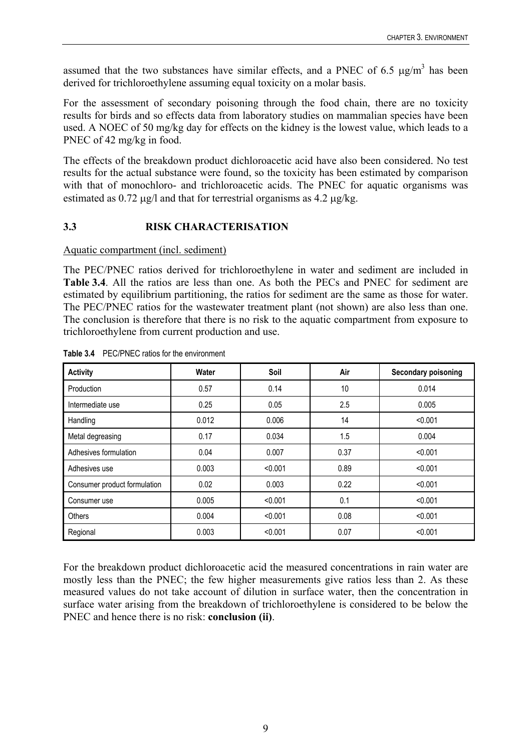assumed that the two substances have similar effects, and a PNEC of 6.5 μg/m$^3$ has been derived for trichloroethylene assuming equal toxicity on a molar basis.

For the assessment of secondary poisoning through the food chain, there are no toxicity results for birds and so effects data from laboratory studies on mammalian species have been used. A NOEC of 50 mg/kg day for effects on the kidney is the lowest value, which leads to a PNEC of 42 mg/kg in food.

The effects of the breakdown product dichloroacetic acid have also been considered. No test results for the actual substance were found, so the toxicity has been estimated by comparison with that of monochloro- and trichloroacetic acids. The PNEC for aquatic organisms was estimated as 0.72 μg/l and that for terrestrial organisms as 4.2 μg/kg.

## 3.3 RISK CHARACTERISATION

Aquatic compartment (incl. sediment)

The PEC/PNEC ratios derived for trichloroethylene in water and sediment are included in **Table 3.4**. All the ratios are less than one. As both the PECs and PNEC for sediment are estimated by equilibrium partitioning, the ratios for sediment are the same as those for water. The PEC/PNEC ratios for the wastewater treatment plant (not shown) are also less than one. The conclusion is therefore that there is no risk to the aquatic compartment from exposure to trichloroethylene from current production and use.

**Table 3.4** PEC/PNEC ratios for the environment

| Activity | Water | Soil | Air | Secondary poisoning |
|---|---|---|---|---|
| Production | 0.57 | 0.14 | 10 | 0.014 |
| Intermediate use | 0.25 | 0.05 | 2.5 | 0.005 |
| Handling | 0.012 | 0.006 | 14 | <0.001 |
| Metal degreasing | 0.17 | 0.034 | 1.5 | 0.004 |
| Adhesives formulation | 0.04 | 0.007 | 0.37 | <0.001 |
| Adhesives use | 0.003 | <0.001 | 0.89 | <0.001 |
| Consumer product formulation | 0.02 | 0.003 | 0.22 | <0.001 |
| Consumer use | 0.005 | <0.001 | 0.1 | <0.001 |
| Others | 0.004 | <0.001 | 0.08 | <0.001 |
| Regional | 0.003 | <0.001 | 0.07 | <0.001 |

For the breakdown product dichloroacetic acid the measured concentrations in rain water are mostly less than the PNEC; the few higher measurements give ratios less than 2. As these measured values do not take account of dilution in surface water, then the concentration in surface water arising from the breakdown of trichloroethylene is considered to be below the PNEC and hence there is no risk: **conclusion (ii)**.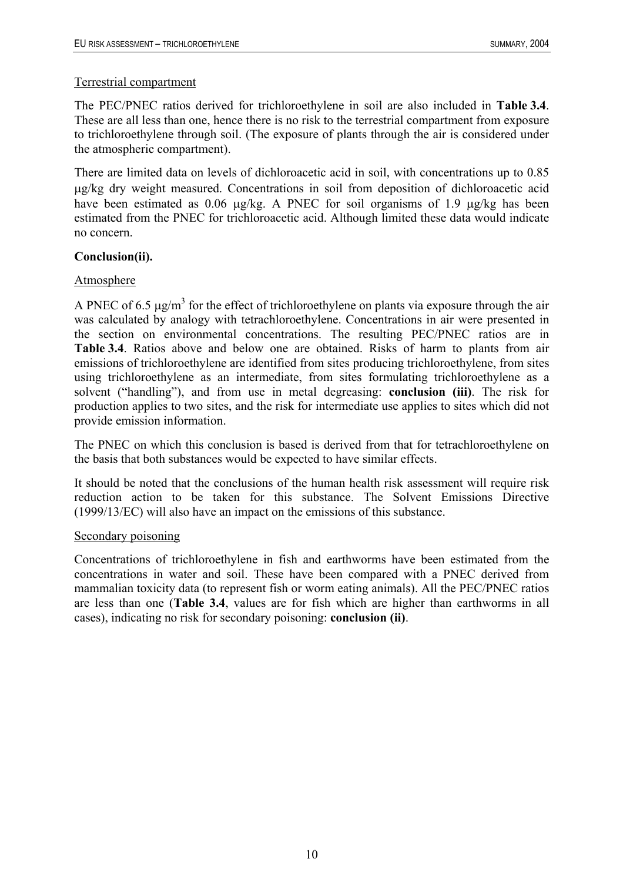Terrestrial compartment

The PEC/PNEC ratios derived for trichloroethylene in soil are also included in **Table 3.4**. These are all less than one, hence there is no risk to the terrestrial compartment from exposure to trichloroethylene through soil. (The exposure of plants through the air is considered under the atmospheric compartment).

There are limited data on levels of dichloroacetic acid in soil, with concentrations up to 0.85 μg/kg dry weight measured. Concentrations in soil from deposition of dichloroacetic acid have been estimated as 0.06 μg/kg. A PNEC for soil organisms of 1.9 μg/kg has been estimated from the PNEC for trichloroacetic acid. Although limited these data would indicate no concern.

**Conclusion(ii).**

Atmosphere

A PNEC of 6.5 $\mu g/m^3$ for the effect of trichloroethylene on plants via exposure through the air was calculated by analogy with tetrachloroethylene. Concentrations in air were presented in the section on environmental concentrations. The resulting PEC/PNEC ratios are in **Table 3.4**. Ratios above and below one are obtained. Risks of harm to plants from air emissions of trichloroethylene are identified from sites producing trichloroethylene, from sites using trichloroethylene as an intermediate, from sites formulating trichloroethylene as a solvent ("handling"), and from use in metal degreasing: **conclusion (iii)**. The risk for production applies to two sites, and the risk for intermediate use applies to sites which did not provide emission information.

The PNEC on which this conclusion is based is derived from that for tetrachloroethylene on the basis that both substances would be expected to have similar effects.

It should be noted that the conclusions of the human health risk assessment will require risk reduction action to be taken for this substance. The Solvent Emissions Directive (1999/13/EC) will also have an impact on the emissions of this substance.

Secondary poisoning

Concentrations of trichloroethylene in fish and earthworms have been estimated from the concentrations in water and soil. These have been compared with a PNEC derived from mammalian toxicity data (to represent fish or worm eating animals). All the PEC/PNEC ratios are less than one (**Table 3.4**, values are for fish which are higher than earthworms in all cases), indicating no risk for secondary poisoning: **conclusion (ii)**.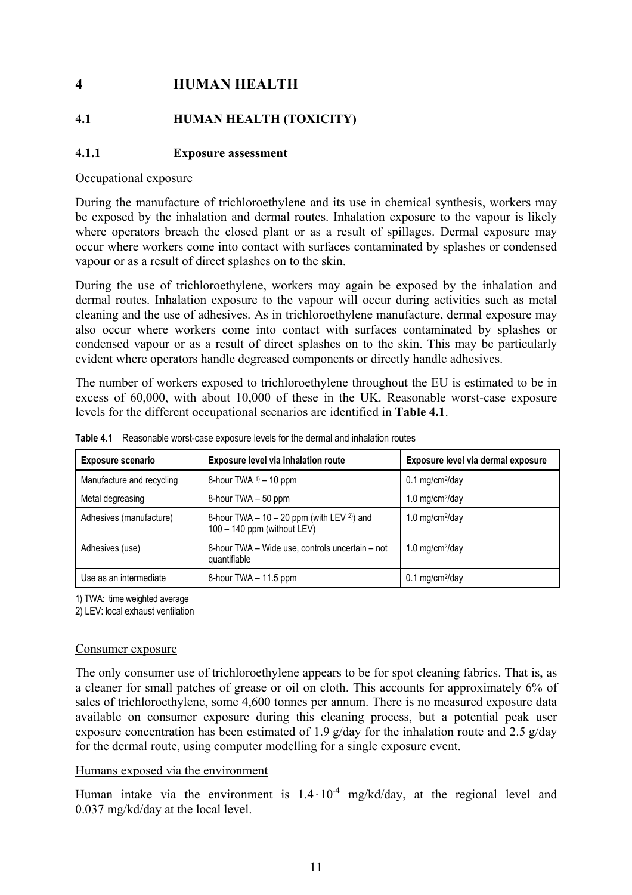# 4 HUMAN HEALTH

## 4.1 HUMAN HEALTH (TOXICITY)

### 4.1.1 Exposure assessment

Occupational exposure

During the manufacture of trichloroethylene and its use in chemical synthesis, workers may be exposed by the inhalation and dermal routes. Inhalation exposure to the vapour is likely where operators breach the closed plant or as a result of spillages. Dermal exposure may occur where workers come into contact with surfaces contaminated by splashes or condensed vapour or as a result of direct splashes on to the skin.

During the use of trichloroethylene, workers may again be exposed by the inhalation and dermal routes. Inhalation exposure to the vapour will occur during activities such as metal cleaning and the use of adhesives. As in trichloroethylene manufacture, dermal exposure may also occur where workers come into contact with surfaces contaminated by splashes or condensed vapour or as a result of direct splashes on to the skin. This may be particularly evident where operators handle degreased components or directly handle adhesives.

The number of workers exposed to trichloroethylene throughout the EU is estimated to be in excess of 60,000, with about 10,000 of these in the UK. Reasonable worst-case exposure levels for the different occupational scenarios are identified in **Table 4.1**.

**Table 4.1** Reasonable worst-case exposure levels for the dermal and inhalation routes

| Exposure scenario | Exposure level via inhalation route | Exposure level via dermal exposure |
|---|---|---|
| Manufacture and recycling | 8-hour TWA [1] – 10 ppm | 0.1 mg/cm²/day |
| Metal degreasing | 8-hour TWA – 50 ppm | 1.0 mg/cm²/day |
| Adhesives (manufacture) | 8-hour TWA – 10 – 20 ppm (with LEV [2]) and 100 – 140 ppm (without LEV) | 1.0 mg/cm²/day |
| Adhesives (use) | 8-hour TWA – Wide use, controls uncertain – not quantifiable | 1.0 mg/cm²/day |
| Use as an intermediate | 8-hour TWA – 11.5 ppm | 0.1 mg/cm²/day |

1) TWA: time weighted average
2) LEV: local exhaust ventilation

Consumer exposure

The only consumer use of trichloroethylene appears to be for spot cleaning fabrics. That is, as a cleaner for small patches of grease or oil on cloth. This accounts for approximately 6% of sales of trichloroethylene, some 4,600 tonnes per annum. There is no measured exposure data available on consumer exposure during this cleaning process, but a potential peak user exposure concentration has been estimated of 1.9 g/day for the inhalation route and 2.5 g/day for the dermal route, using computer modelling for a single exposure event.

Humans exposed via the environment

Human intake via the environment is $1.4 \cdot 10^{-4}$ mg/kd/day, at the regional level and 0.037 mg/kd/day at the local level.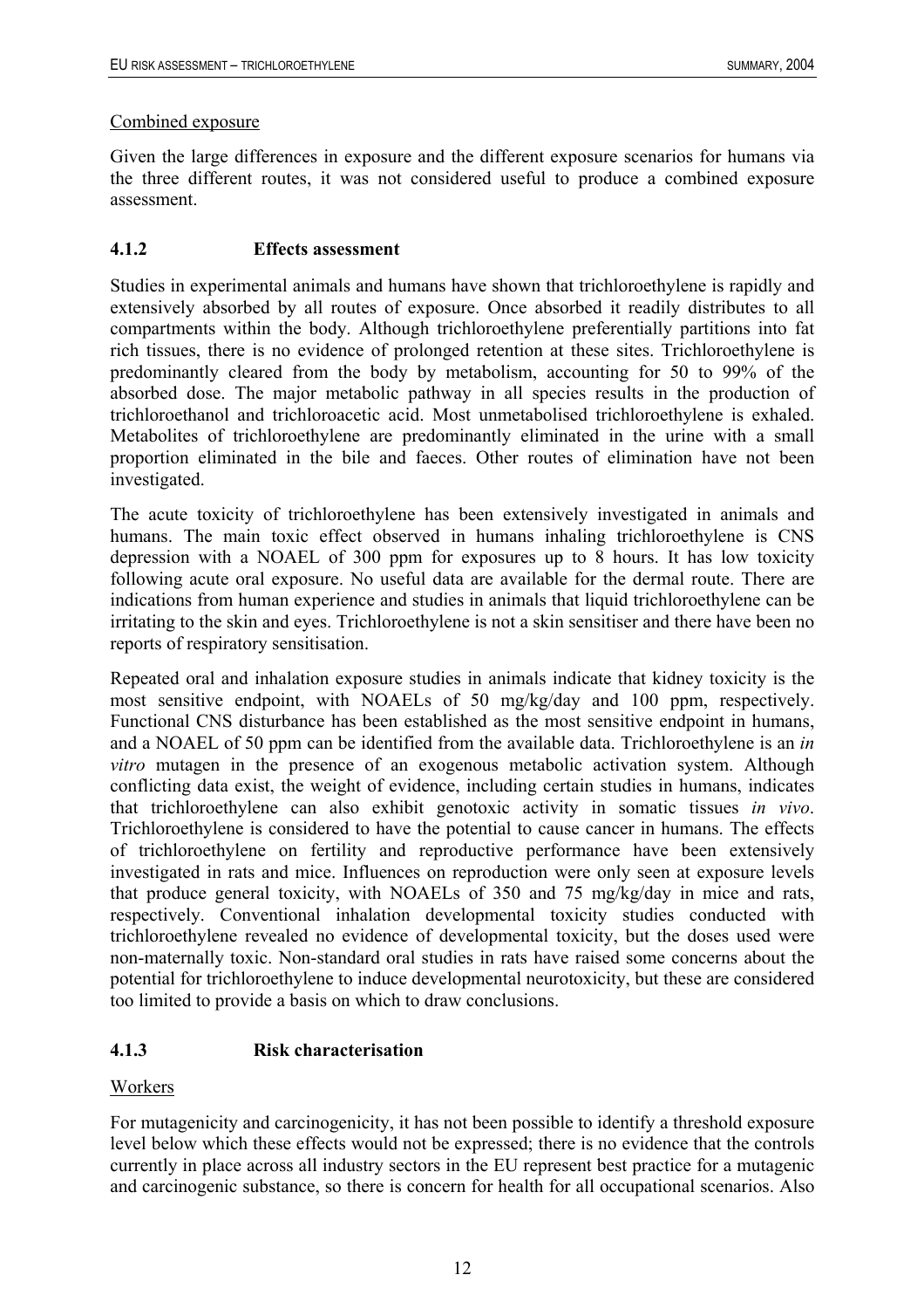Combined exposure

Given the large differences in exposure and the different exposure scenarios for humans via the three different routes, it was not considered useful to produce a combined exposure assessment.

### 4.1.2 Effects assessment

Studies in experimental animals and humans have shown that trichloroethylene is rapidly and extensively absorbed by all routes of exposure. Once absorbed it readily distributes to all compartments within the body. Although trichloroethylene preferentially partitions into fat rich tissues, there is no evidence of prolonged retention at these sites. Trichloroethylene is predominantly cleared from the body by metabolism, accounting for 50 to 99% of the absorbed dose. The major metabolic pathway in all species results in the production of trichloroethanol and trichloroacetic acid. Most unmetabolised trichloroethylene is exhaled. Metabolites of trichloroethylene are predominantly eliminated in the urine with a small proportion eliminated in the bile and faeces. Other routes of elimination have not been investigated.

The acute toxicity of trichloroethylene has been extensively investigated in animals and humans. The main toxic effect observed in humans inhaling trichloroethylene is CNS depression with a NOAEL of 300 ppm for exposures up to 8 hours. It has low toxicity following acute oral exposure. No useful data are available for the dermal route. There are indications from human experience and studies in animals that liquid trichloroethylene can be irritating to the skin and eyes. Trichloroethylene is not a skin sensitiser and there have been no reports of respiratory sensitisation.

Repeated oral and inhalation exposure studies in animals indicate that kidney toxicity is the most sensitive endpoint, with NOAELs of 50 mg/kg/day and 100 ppm, respectively. Functional CNS disturbance has been established as the most sensitive endpoint in humans, and a NOAEL of 50 ppm can be identified from the available data. Trichloroethylene is an *in vitro* mutagen in the presence of an exogenous metabolic activation system. Although conflicting data exist, the weight of evidence, including certain studies in humans, indicates that trichloroethylene can also exhibit genotoxic activity in somatic tissues *in vivo*. Trichloroethylene is considered to have the potential to cause cancer in humans. The effects of trichloroethylene on fertility and reproductive performance have been extensively investigated in rats and mice. Influences on reproduction were only seen at exposure levels that produce general toxicity, with NOAELs of 350 and 75 mg/kg/day in mice and rats, respectively. Conventional inhalation developmental toxicity studies conducted with trichloroethylene revealed no evidence of developmental toxicity, but the doses used were non-maternally toxic. Non-standard oral studies in rats have raised some concerns about the potential for trichloroethylene to induce developmental neurotoxicity, but these are considered too limited to provide a basis on which to draw conclusions.

### 4.1.3 Risk characterisation

Workers

For mutagenicity and carcinogenicity, it has not been possible to identify a threshold exposure level below which these effects would not be expressed; there is no evidence that the controls currently in place across all industry sectors in the EU represent best practice for a mutagenic and carcinogenic substance, so there is concern for health for all occupational scenarios. Also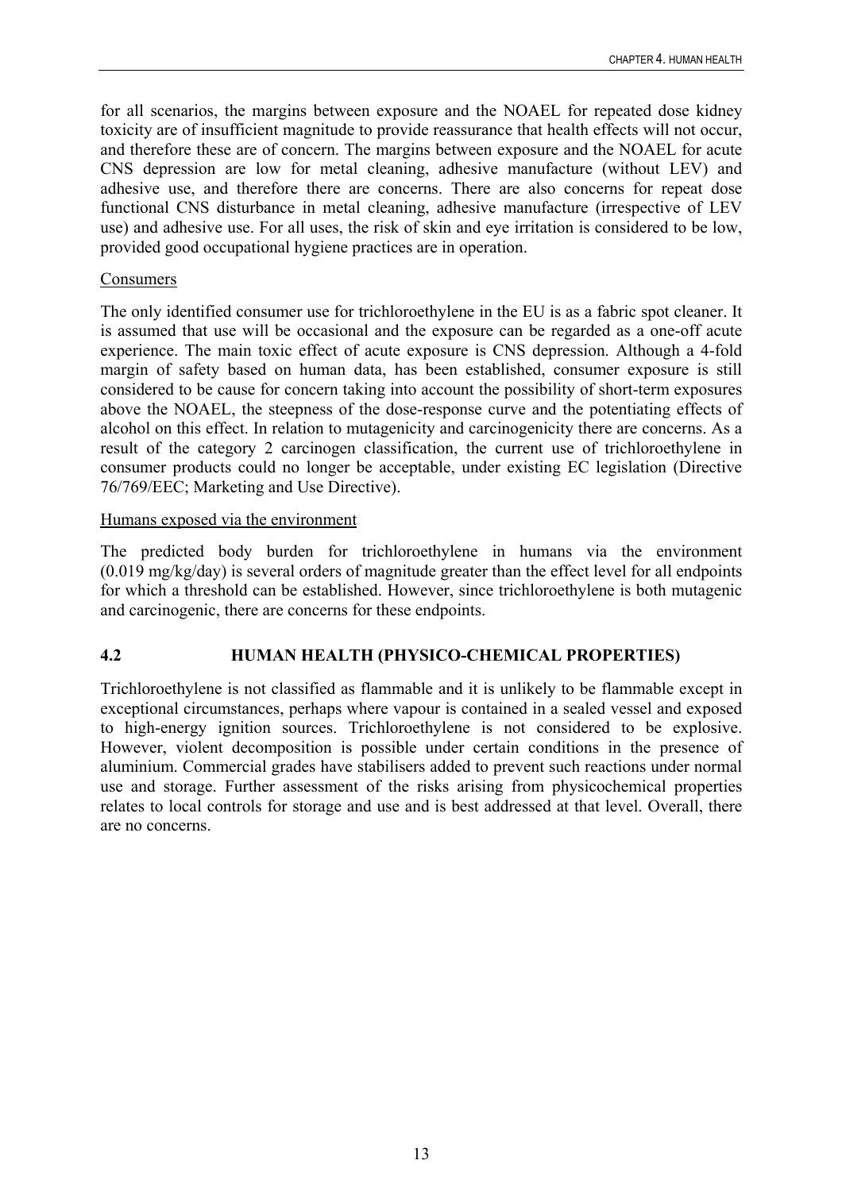for all scenarios, the margins between exposure and the NOAEL for repeated dose kidney toxicity are of insufficient magnitude to provide reassurance that health effects will not occur, and therefore these are of concern. The margins between exposure and the NOAEL for acute CNS depression are low for metal cleaning, adhesive manufacture (without LEV) and adhesive use, and therefore there are concerns. There are also concerns for repeat dose functional CNS disturbance in metal cleaning, adhesive manufacture (irrespective of LEV use) and adhesive use. For all uses, the risk of skin and eye irritation is considered to be low, provided good occupational hygiene practices are in operation.

Consumers

The only identified consumer use for trichloroethylene in the EU is as a fabric spot cleaner. It is assumed that use will be occasional and the exposure can be regarded as a one-off acute experience. The main toxic effect of acute exposure is CNS depression. Although a 4-fold margin of safety based on human data, has been established, consumer exposure is still considered to be cause for concern taking into account the possibility of short-term exposures above the NOAEL, the steepness of the dose-response curve and the potentiating effects of alcohol on this effect. In relation to mutagenicity and carcinogenicity there are concerns. As a result of the category 2 carcinogen classification, the current use of trichloroethylene in consumer products could no longer be acceptable, under existing EC legislation (Directive 76/769/EEC; Marketing and Use Directive).

Humans exposed via the environment

The predicted body burden for trichloroethylene in humans via the environment (0.019 mg/kg/day) is several orders of magnitude greater than the effect level for all endpoints for which a threshold can be established. However, since trichloroethylene is both mutagenic and carcinogenic, there are concerns for these endpoints.

## 4.2 HUMAN HEALTH (PHYSICO-CHEMICAL PROPERTIES)

Trichloroethylene is not classified as flammable and it is unlikely to be flammable except in exceptional circumstances, perhaps where vapour is contained in a sealed vessel and exposed to high-energy ignition sources. Trichloroethylene is not considered to be explosive. However, violent decomposition is possible under certain conditions in the presence of aluminium. Commercial grades have stabilisers added to prevent such reactions under normal use and storage. Further assessment of the risks arising from physicochemical properties relates to local controls for storage and use and is best addressed at that level. Overall, there are no concerns.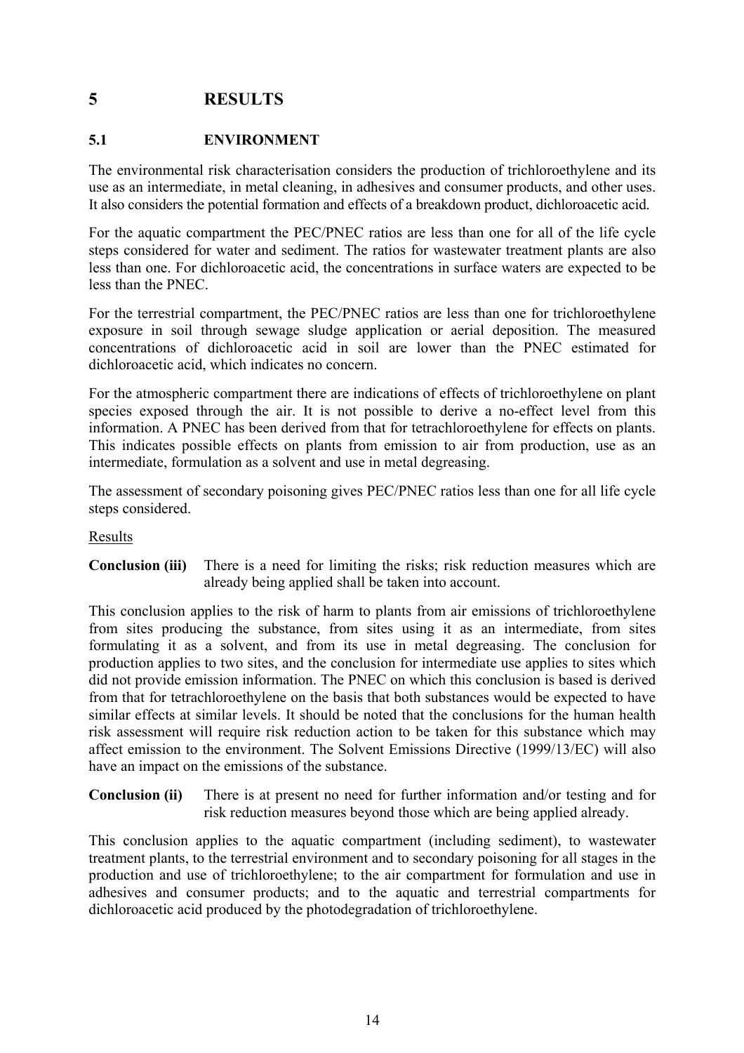# 5 RESULTS

## 5.1 ENVIRONMENT

The environmental risk characterisation considers the production of trichloroethylene and its use as an intermediate, in metal cleaning, in adhesives and consumer products, and other uses. It also considers the potential formation and effects of a breakdown product, dichloroacetic acid.

For the aquatic compartment the PEC/PNEC ratios are less than one for all of the life cycle steps considered for water and sediment. The ratios for wastewater treatment plants are also less than one. For dichloroacetic acid, the concentrations in surface waters are expected to be less than the PNEC.

For the terrestrial compartment, the PEC/PNEC ratios are less than one for trichloroethylene exposure in soil through sewage sludge application or aerial deposition. The measured concentrations of dichloroacetic acid in soil are lower than the PNEC estimated for dichloroacetic acid, which indicates no concern.

For the atmospheric compartment there are indications of effects of trichloroethylene on plant species exposed through the air. It is not possible to derive a no-effect level from this information. A PNEC has been derived from that for tetrachloroethylene for effects on plants. This indicates possible effects on plants from emission to air from production, use as an intermediate, formulation as a solvent and use in metal degreasing.

The assessment of secondary poisoning gives PEC/PNEC ratios less than one for all life cycle steps considered.

Results

**Conclusion (iii)** There is a need for limiting the risks; risk reduction measures which are already being applied shall be taken into account.

This conclusion applies to the risk of harm to plants from air emissions of trichloroethylene from sites producing the substance, from sites using it as an intermediate, from sites formulating it as a solvent, and from its use in metal degreasing. The conclusion for production applies to two sites, and the conclusion for intermediate use applies to sites which did not provide emission information. The PNEC on which this conclusion is based is derived from that for tetrachloroethylene on the basis that both substances would be expected to have similar effects at similar levels. It should be noted that the conclusions for the human health risk assessment will require risk reduction action to be taken for this substance which may affect emission to the environment. The Solvent Emissions Directive (1999/13/EC) will also have an impact on the emissions of the substance.

**Conclusion (ii)** There is at present no need for further information and/or testing and for risk reduction measures beyond those which are being applied already.

This conclusion applies to the aquatic compartment (including sediment), to wastewater treatment plants, to the terrestrial environment and to secondary poisoning for all stages in the production and use of trichloroethylene; to the air compartment for formulation and use in adhesives and consumer products; and to the aquatic and terrestrial compartments for dichloroacetic acid produced by the photodegradation of trichloroethylene.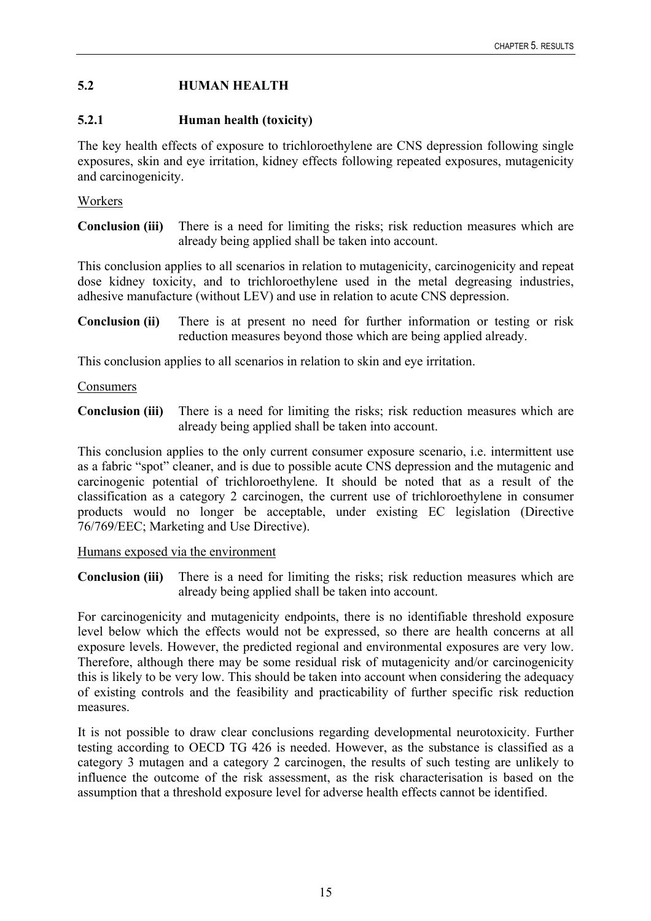## 5.2 HUMAN HEALTH

### 5.2.1 Human health (toxicity)

The key health effects of exposure to trichloroethylene are CNS depression following single exposures, skin and eye irritation, kidney effects following repeated exposures, mutagenicity and carcinogenicity.

Workers

**Conclusion (iii)** There is a need for limiting the risks; risk reduction measures which are already being applied shall be taken into account.

This conclusion applies to all scenarios in relation to mutagenicity, carcinogenicity and repeat dose kidney toxicity, and to trichloroethylene used in the metal degreasing industries, adhesive manufacture (without LEV) and use in relation to acute CNS depression.

**Conclusion (ii)** There is at present no need for further information or testing or risk reduction measures beyond those which are being applied already.

This conclusion applies to all scenarios in relation to skin and eye irritation.

Consumers

**Conclusion (iii)** There is a need for limiting the risks; risk reduction measures which are already being applied shall be taken into account.

This conclusion applies to the only current consumer exposure scenario, i.e. intermittent use as a fabric "spot" cleaner, and is due to possible acute CNS depression and the mutagenic and carcinogenic potential of trichloroethylene. It should be noted that as a result of the classification as a category 2 carcinogen, the current use of trichloroethylene in consumer products would no longer be acceptable, under existing EC legislation (Directive 76/769/EEC; Marketing and Use Directive).

Humans exposed via the environment

**Conclusion (iii)** There is a need for limiting the risks; risk reduction measures which are already being applied shall be taken into account.

For carcinogenicity and mutagenicity endpoints, there is no identifiable threshold exposure level below which the effects would not be expressed, so there are health concerns at all exposure levels. However, the predicted regional and environmental exposures are very low. Therefore, although there may be some residual risk of mutagenicity and/or carcinogenicity this is likely to be very low. This should be taken into account when considering the adequacy of existing controls and the feasibility and practicability of further specific risk reduction measures.

It is not possible to draw clear conclusions regarding developmental neurotoxicity. Further testing according to OECD TG 426 is needed. However, as the substance is classified as a category 3 mutagen and a category 2 carcinogen, the results of such testing are unlikely to influence the outcome of the risk assessment, as the risk characterisation is based on the assumption that a threshold exposure level for adverse health effects cannot be identified.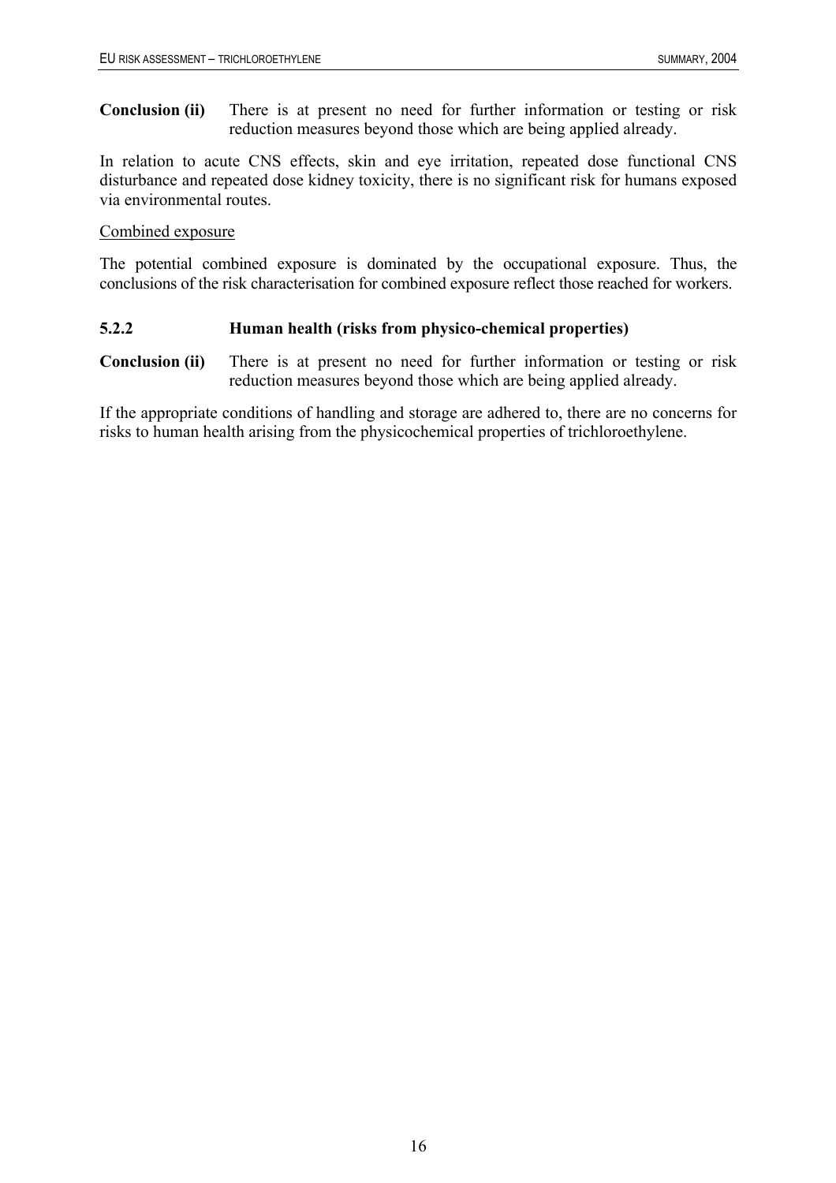**Conclusion (ii)** There is at present no need for further information or testing or risk reduction measures beyond those which are being applied already.

In relation to acute CNS effects, skin and eye irritation, repeated dose functional CNS disturbance and repeated dose kidney toxicity, there is no significant risk for humans exposed via environmental routes.

Combined exposure

The potential combined exposure is dominated by the occupational exposure. Thus, the conclusions of the risk characterisation for combined exposure reflect those reached for workers.

### 5.2.2 Human health (risks from physico-chemical properties)

**Conclusion (ii)** There is at present no need for further information or testing or risk reduction measures beyond those which are being applied already.

If the appropriate conditions of handling and storage are adhered to, there are no concerns for risks to human health arising from the physicochemical properties of trichloroethylene.